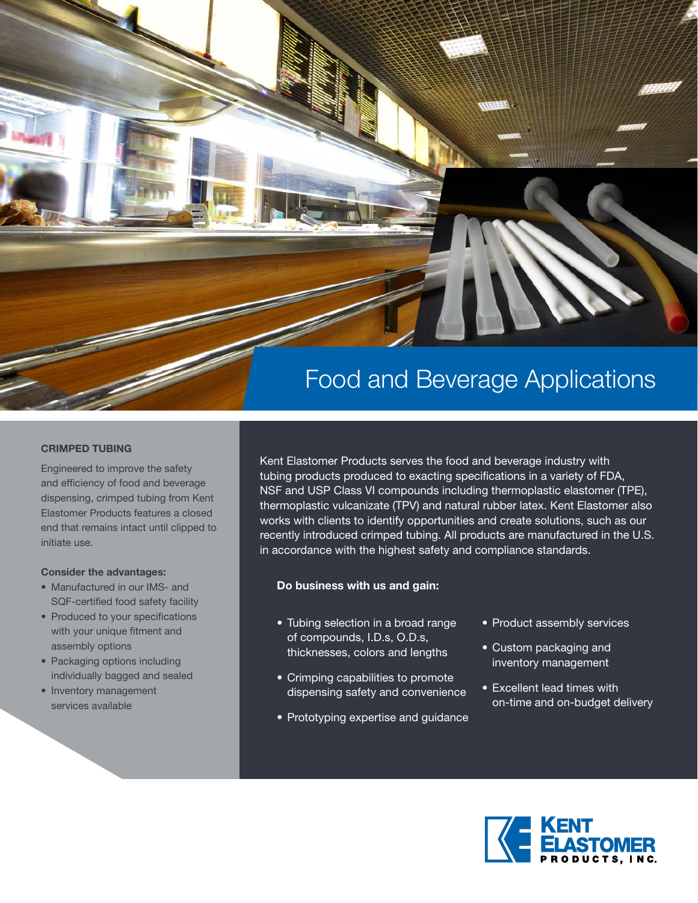# Food and Beverage Applications

## CRIMPED TUBING

Engineered to improve the safety and efficiency of food and beverage dispensing, crimped tubing from Kent Elastomer Products features a closed end that remains intact until clipped to initiate use.

**Consider the advantages:**

- Manufactured in our IMS- and SQF-certified food safety facility
- Produced to your specifications with your unique fitment and assembly options
- Packaging options including individually bagged and sealed
- Inventory management services available

Kent Elastomer Products serves the food and beverage industry with tubing products produced to exacting specifications in a variety of FDA, NSF and USP Class VI compounds including thermoplastic elastomer (TPE), thermoplastic vulcanizate (TPV) and natural rubber latex. Kent Elastomer also works with clients to identify opportunities and create solutions, such as our recently introduced crimped tubing. All products are manufactured in the U.S. in accordance with the highest safety and compliance standards.

**Do business with us and gain:**

- Tubing selection in a broad range of compounds, I.D.s, O.D.s, thicknesses, colors and lengths
- Crimping capabilities to promote dispensing safety and convenience
- Prototyping expertise and guidance
- Product assembly services
- Custom packaging and inventory management
- Excellent lead times with on-time and on-budget delivery

KENT ELASTOMER PRODUCTS, INC.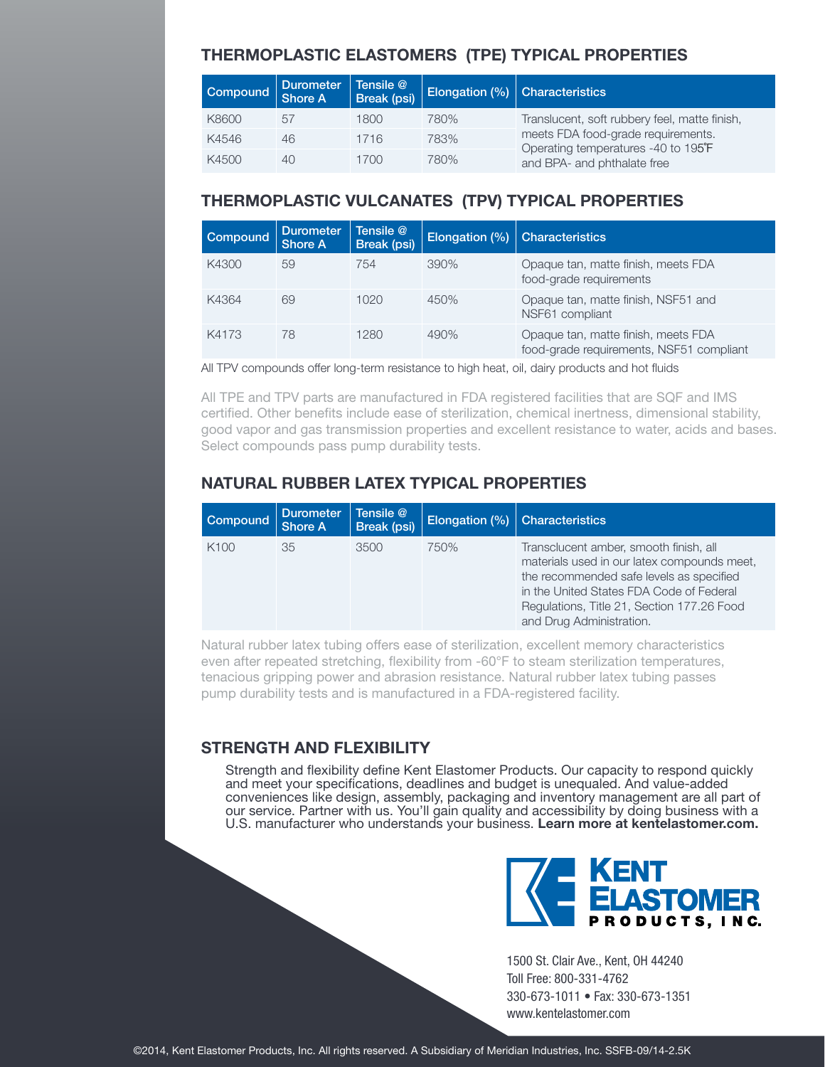## THERMOPLASTIC ELASTOMERS (TPE) TYPICAL PROPERTIES

| Compound | Durometer Shore A | Tensile @ Break (psi) | Elongation (%) | Characteristics |
|---|---|---|---|---|
| K8600 | 57 | 1800 | 780% | Translucent, soft rubbery feel, matte finish, meets FDA food-grade requirements. Operating temperatures -40 to 195°F and BPA- and phthalate free |
| K4546 | 46 | 1716 | 783% | |
| K4500 | 40 | 1700 | 780% | |

## THERMOPLASTIC VULCANATES (TPV) TYPICAL PROPERTIES

| Compound | Durometer Shore A | Tensile @ Break (psi) | Elongation (%) | Characteristics |
|---|---|---|---|---|
| K4300 | 59 | 754 | 390% | Opaque tan, matte finish, meets FDA food-grade requirements |
| K4364 | 69 | 1020 | 450% | Opaque tan, matte finish, NSF51 and NSF61 compliant |
| K4173 | 78 | 1280 | 490% | Opaque tan, matte finish, meets FDA food-grade requirements, NSF51 compliant |

All TPV compounds offer long-term resistance to high heat, oil, dairy products and hot fluids

All TPE and TPV parts are manufactured in FDA registered facilities that are SQF and IMS certified. Other benefits include ease of sterilization, chemical inertness, dimensional stability, good vapor and gas transmission properties and excellent resistance to water, acids and bases. Select compounds pass pump durability tests.

## NATURAL RUBBER LATEX TYPICAL PROPERTIES

| Compound | Durometer Shore A | Tensile @ Break (psi) | Elongation (%) | Characteristics |
|---|---|---|---|---|
| K100 | 35 | 3500 | 750% | Transclucent amber, smooth finish, all materials used in our latex compounds meet, the recommended safe levels as specified in the United States FDA Code of Federal Regulations, Title 21, Section 177.26 Food and Drug Administration. |

Natural rubber latex tubing offers ease of sterilization, excellent memory characteristics even after repeated stretching, flexibility from -60°F to steam sterilization temperatures, tenacious gripping power and abrasion resistance. Natural rubber latex tubing passes pump durability tests and is manufactured in a FDA-registered facility.

## STRENGTH AND FLEXIBILITY

Strength and flexibility define Kent Elastomer Products. Our capacity to respond quickly and meet your specifications, deadlines and budget is unequaled. And value-added conveniences like design, assembly, packaging and inventory management are all part of our service. Partner with us. You'll gain quality and accessibility by doing business with a U.S. manufacturer who understands your business. **Learn more at kentelastomer.com.**

KENT ELASTOMER PRODUCTS, INC.

1500 St. Clair Ave., Kent, OH 44240
Toll Free: 800-331-4762
330-673-1011 • Fax: 330-673-1351
www.kentelastomer.com

©2014, Kent Elastomer Products, Inc. All rights reserved. A Subsidiary of Meridian Industries, Inc. SSFB-09/14-2.5K